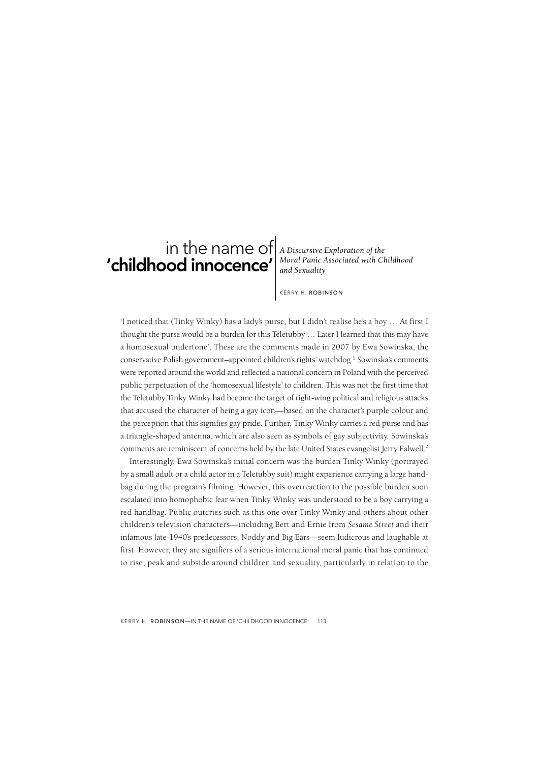# in the name of 'childhood innocence'

*A Discursive Exploration of the Moral Panic Associated with Childhood and Sexuality*

KERRY H. ROBINSON

'I noticed that (Tinky Winky) has a lady's purse, but I didn't realise he's a boy … At first I thought the purse would be a burden for this Teletubby … Later I learned that this may have a homosexual undertone'. These are the comments made in 2007 by Ewa Sowinska, the conservative Polish government–appointed children's rights' watchdog.[1] Sowinska's comments were reported around the world and reflected a national concern in Poland with the perceived public perpetuation of the 'homosexual lifestyle' to children. This was not the first time that the Teletubby Tinky Winky had become the target of right-wing political and religious attacks that accused the character of being a gay icon—based on the character's purple colour and the perception that this signifies gay pride. Further, Tinky Winky carries a red purse and has a triangle-shaped antenna, which are also seen as symbols of gay subjectivity. Sowinska's comments are reminiscent of concerns held by the late United States evangelist Jerry Falwell.[2]

Interestingly, Ewa Sowinska's initial concern was the burden Tinky Winky (portrayed by a small adult or a child actor in a Teletubby suit) might experience carrying a large handbag during the program's filming. However, this overreaction to the possible burden soon escalated into homophobic fear when Tinky Winky was understood to be a boy carrying a red handbag. Public outcries such as this one over Tinky Winky and others about other children's television characters—including Bert and Ernie from *Sesame Street* and their infamous late-1940's predecessors, Noddy and Big Ears—seem ludicrous and laughable at first. However, they are signifiers of a serious international moral panic that has continued to rise, peak and subside around children and sexuality, particularly in relation to the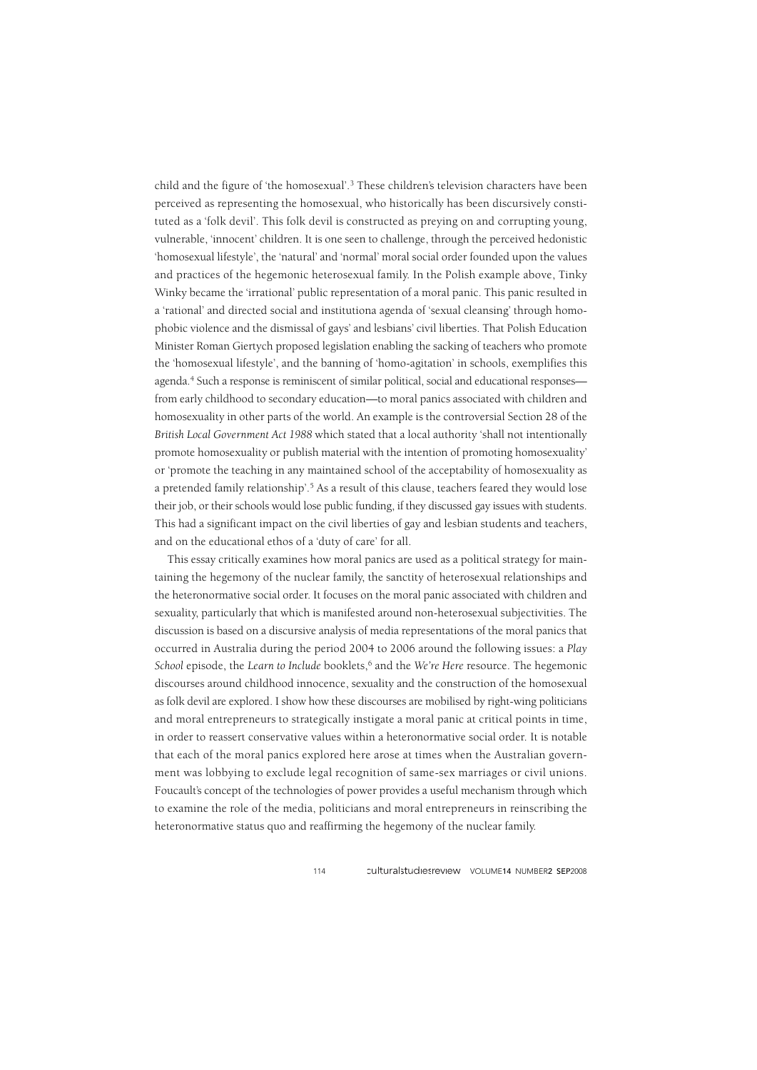child and the figure of 'the homosexual'.[3] These children's television characters have been perceived as representing the homosexual, who historically has been discursively constituted as a 'folk devil'. This folk devil is constructed as preying on and corrupting young, vulnerable, 'innocent' children. It is one seen to challenge, through the perceived hedonistic 'homosexual lifestyle', the 'natural' and 'normal' moral social order founded upon the values and practices of the hegemonic heterosexual family. In the Polish example above, Tinky Winky became the 'irrational' public representation of a moral panic. This panic resulted in a 'rational' and directed social and institutiona agenda of 'sexual cleansing' through homophobic violence and the dismissal of gays' and lesbians' civil liberties. That Polish Education Minister Roman Giertych proposed legislation enabling the sacking of teachers who promote the 'homosexual lifestyle', and the banning of 'homo-agitation' in schools, exemplifies this agenda.[4] Such a response is reminiscent of similar political, social and educational responses—from early childhood to secondary education—to moral panics associated with children and homosexuality in other parts of the world. An example is the controversial Section 28 of the *British Local Government Act 1988* which stated that a local authority 'shall not intentionally promote homosexuality or publish material with the intention of promoting homosexuality' or 'promote the teaching in any maintained school of the acceptability of homosexuality as a pretended family relationship'.[5] As a result of this clause, teachers feared they would lose their job, or their schools would lose public funding, if they discussed gay issues with students. This had a significant impact on the civil liberties of gay and lesbian students and teachers, and on the educational ethos of a 'duty of care' for all.

This essay critically examines how moral panics are used as a political strategy for maintaining the hegemony of the nuclear family, the sanctity of heterosexual relationships and the heteronormative social order. It focuses on the moral panic associated with children and sexuality, particularly that which is manifested around non-heterosexual subjectivities. The discussion is based on a discursive analysis of media representations of the moral panics that occurred in Australia during the period 2004 to 2006 around the following issues: a *Play School* episode, the *Learn to Include* booklets,[6] and the *We're Here* resource. The hegemonic discourses around childhood innocence, sexuality and the construction of the homosexual as folk devil are explored. I show how these discourses are mobilised by right-wing politicians and moral entrepreneurs to strategically instigate a moral panic at critical points in time, in order to reassert conservative values within a heteronormative social order. It is notable that each of the moral panics explored here arose at times when the Australian government was lobbying to exclude legal recognition of same-sex marriages or civil unions. Foucault's concept of the technologies of power provides a useful mechanism through which to examine the role of the media, politicians and moral entrepreneurs in reinscribing the heteronormative status quo and reaffirming the hegemony of the nuclear family.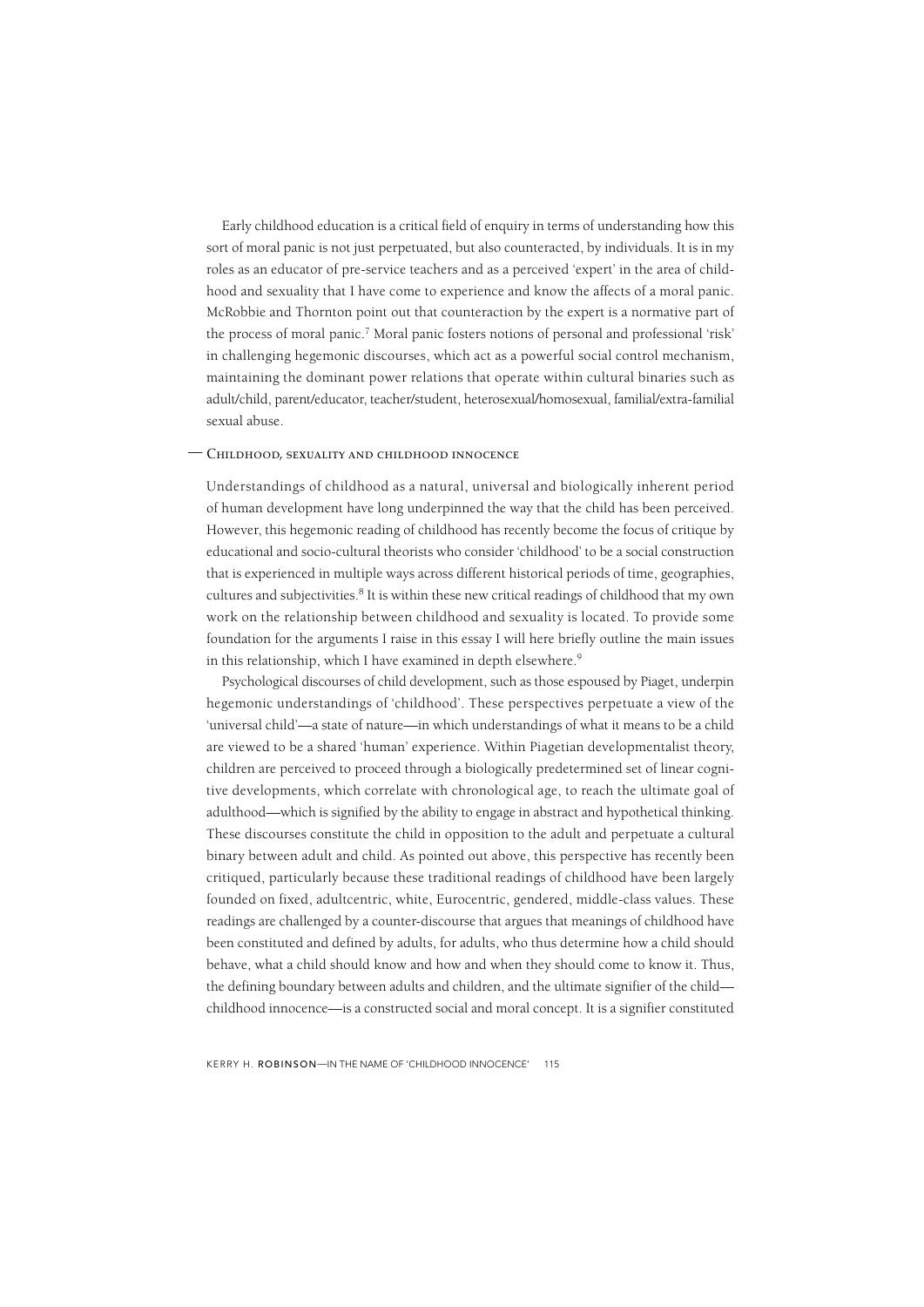Early childhood education is a critical field of enquiry in terms of understanding how this sort of moral panic is not just perpetuated, but also counteracted, by individuals. It is in my roles as an educator of pre-service teachers and as a perceived 'expert' in the area of childhood and sexuality that I have come to experience and know the affects of a moral panic. McRobbie and Thornton point out that counteraction by the expert is a normative part of the process of moral panic.[7] Moral panic fosters notions of personal and professional 'risk' in challenging hegemonic discourses, which act as a powerful social control mechanism, maintaining the dominant power relations that operate within cultural binaries such as adult/child, parent/educator, teacher/student, heterosexual/homosexual, familial/extra-familial sexual abuse.

## Childhood, sexuality and childhood innocence

Understandings of childhood as a natural, universal and biologically inherent period of human development have long underpinned the way that the child has been perceived. However, this hegemonic reading of childhood has recently become the focus of critique by educational and socio-cultural theorists who consider 'childhood' to be a social construction that is experienced in multiple ways across different historical periods of time, geographies, cultures and subjectivities.[8] It is within these new critical readings of childhood that my own work on the relationship between childhood and sexuality is located. To provide some foundation for the arguments I raise in this essay I will here briefly outline the main issues in this relationship, which I have examined in depth elsewhere.[9]

Psychological discourses of child development, such as those espoused by Piaget, underpin hegemonic understandings of 'childhood'. These perspectives perpetuate a view of the 'universal child'—a state of nature—in which understandings of what it means to be a child are viewed to be a shared 'human' experience. Within Piagetian developmentalist theory, children are perceived to proceed through a biologically predetermined set of linear cognitive developments, which correlate with chronological age, to reach the ultimate goal of adulthood—which is signified by the ability to engage in abstract and hypothetical thinking. These discourses constitute the child in opposition to the adult and perpetuate a cultural binary between adult and child. As pointed out above, this perspective has recently been critiqued, particularly because these traditional readings of childhood have been largely founded on fixed, adultcentric, white, Eurocentric, gendered, middle-class values. These readings are challenged by a counter-discourse that argues that meanings of childhood have been constituted and defined by adults, for adults, who thus determine how a child should behave, what a child should know and how and when they should come to know it. Thus, the defining boundary between adults and children, and the ultimate signifier of the child—childhood innocence—is a constructed social and moral concept. It is a signifier constituted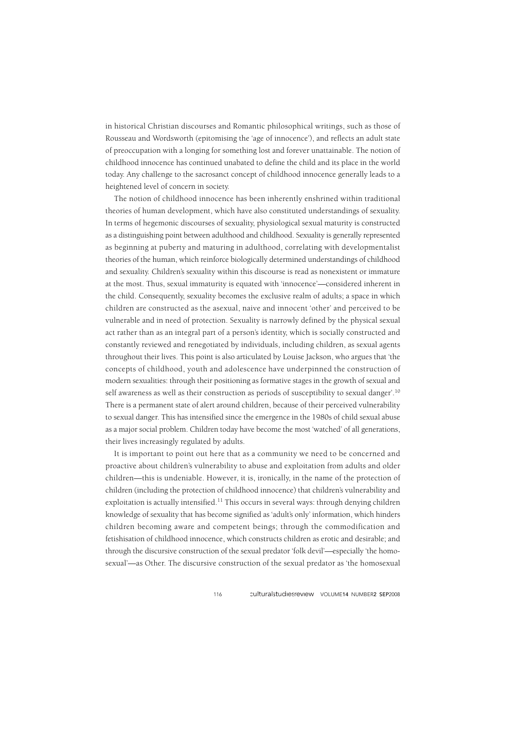in historical Christian discourses and Romantic philosophical writings, such as those of Rousseau and Wordsworth (epitomising the 'age of innocence'), and reflects an adult state of preoccupation with a longing for something lost and forever unattainable. The notion of childhood innocence has continued unabated to define the child and its place in the world today. Any challenge to the sacrosanct concept of childhood innocence generally leads to a heightened level of concern in society.

The notion of childhood innocence has been inherently enshrined within traditional theories of human development, which have also constituted understandings of sexuality. In terms of hegemonic discourses of sexuality, physiological sexual maturity is constructed as a distinguishing point between adulthood and childhood. Sexuality is generally represented as beginning at puberty and maturing in adulthood, correlating with developmentalist theories of the human, which reinforce biologically determined understandings of childhood and sexuality. Children's sexuality within this discourse is read as nonexistent or immature at the most. Thus, sexual immaturity is equated with 'innocence'—considered inherent in the child. Consequently, sexuality becomes the exclusive realm of adults; a space in which children are constructed as the asexual, naive and innocent 'other' and perceived to be vulnerable and in need of protection. Sexuality is narrowly defined by the physical sexual act rather than as an integral part of a person's identity, which is socially constructed and constantly reviewed and renegotiated by individuals, including children, as sexual agents throughout their lives. This point is also articulated by Louise Jackson, who argues that 'the concepts of childhood, youth and adolescence have underpinned the construction of modern sexualities: through their positioning as formative stages in the growth of sexual and self awareness as well as their construction as periods of susceptibility to sexual danger'.[10] There is a permanent state of alert around children, because of their perceived vulnerability to sexual danger. This has intensified since the emergence in the 1980s of child sexual abuse as a major social problem. Children today have become the most 'watched' of all generations, their lives increasingly regulated by adults.

It is important to point out here that as a community we need to be concerned and proactive about children's vulnerability to abuse and exploitation from adults and older children—this is undeniable. However, it is, ironically, in the name of the protection of children (including the protection of childhood innocence) that children's vulnerability and exploitation is actually intensified.[11] This occurs in several ways: through denying children knowledge of sexuality that has become signified as 'adult's only' information, which hinders children becoming aware and competent beings; through the commodification and fetishisation of childhood innocence, which constructs children as erotic and desirable; and through the discursive construction of the sexual predator 'folk devil'—especially 'the homosexual'—as Other. The discursive construction of the sexual predator as 'the homosexual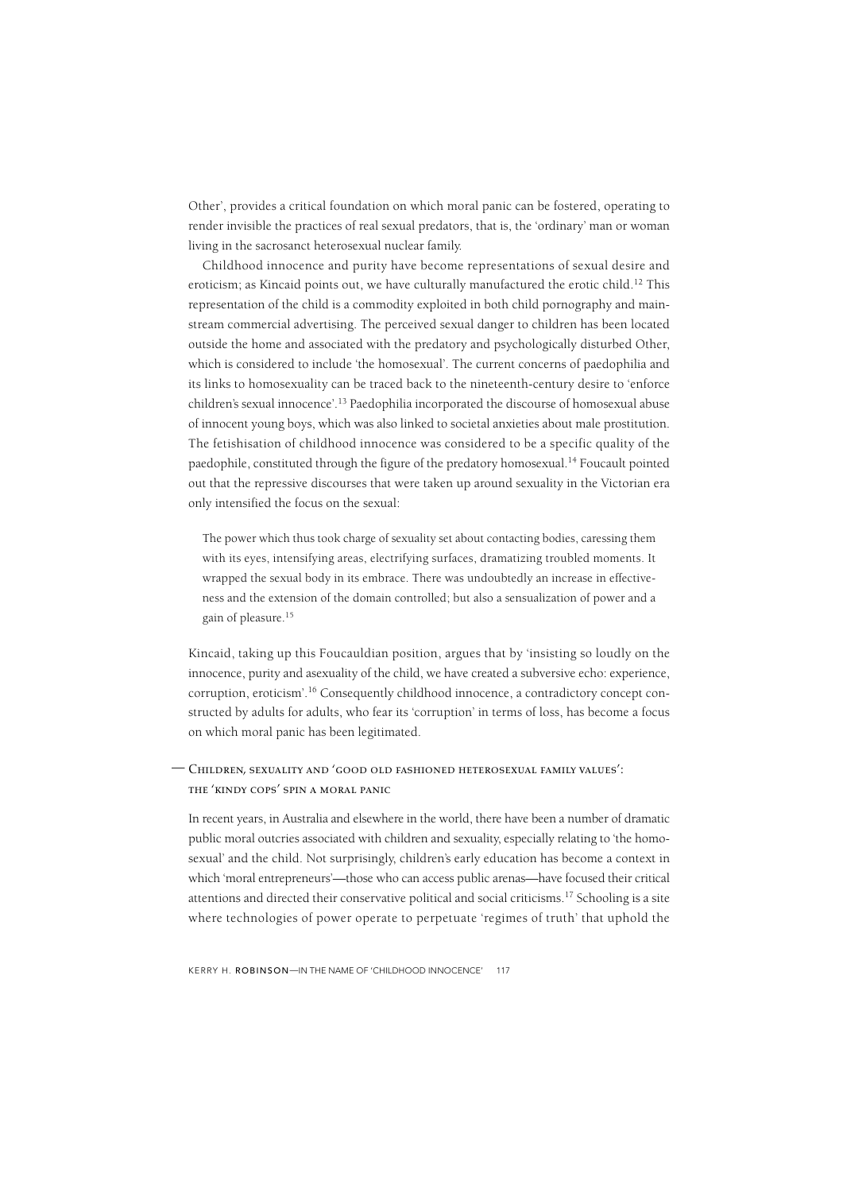Other', provides a critical foundation on which moral panic can be fostered, operating to render invisible the practices of real sexual predators, that is, the 'ordinary' man or woman living in the sacrosanct heterosexual nuclear family.

Childhood innocence and purity have become representations of sexual desire and eroticism; as Kincaid points out, we have culturally manufactured the erotic child.[12] This representation of the child is a commodity exploited in both child pornography and mainstream commercial advertising. The perceived sexual danger to children has been located outside the home and associated with the predatory and psychologically disturbed Other, which is considered to include 'the homosexual'. The current concerns of paedophilia and its links to homosexuality can be traced back to the nineteenth-century desire to 'enforce children's sexual innocence'.[13] Paedophilia incorporated the discourse of homosexual abuse of innocent young boys, which was also linked to societal anxieties about male prostitution. The fetishisation of childhood innocence was considered to be a specific quality of the paedophile, constituted through the figure of the predatory homosexual.[14] Foucault pointed out that the repressive discourses that were taken up around sexuality in the Victorian era only intensified the focus on the sexual:

> The power which thus took charge of sexuality set about contacting bodies, caressing them with its eyes, intensifying areas, electrifying surfaces, dramatizing troubled moments. It wrapped the sexual body in its embrace. There was undoubtedly an increase in effectiveness and the extension of the domain controlled; but also a sensualization of power and a gain of pleasure.[15]

Kincaid, taking up this Foucauldian position, argues that by 'insisting so loudly on the innocence, purity and asexuality of the child, we have created a subversive echo: experience, corruption, eroticism'.[16] Consequently childhood innocence, a contradictory concept constructed by adults for adults, who fear its 'corruption' in terms of loss, has become a focus on which moral panic has been legitimated.

## Children, sexuality and 'good old fashioned heterosexual family values': the 'kindy cops' spin a moral panic

In recent years, in Australia and elsewhere in the world, there have been a number of dramatic public moral outcries associated with children and sexuality, especially relating to 'the homosexual' and the child. Not surprisingly, children's early education has become a context in which 'moral entrepreneurs'—those who can access public arenas—have focused their critical attentions and directed their conservative political and social criticisms.[17] Schooling is a site where technologies of power operate to perpetuate 'regimes of truth' that uphold the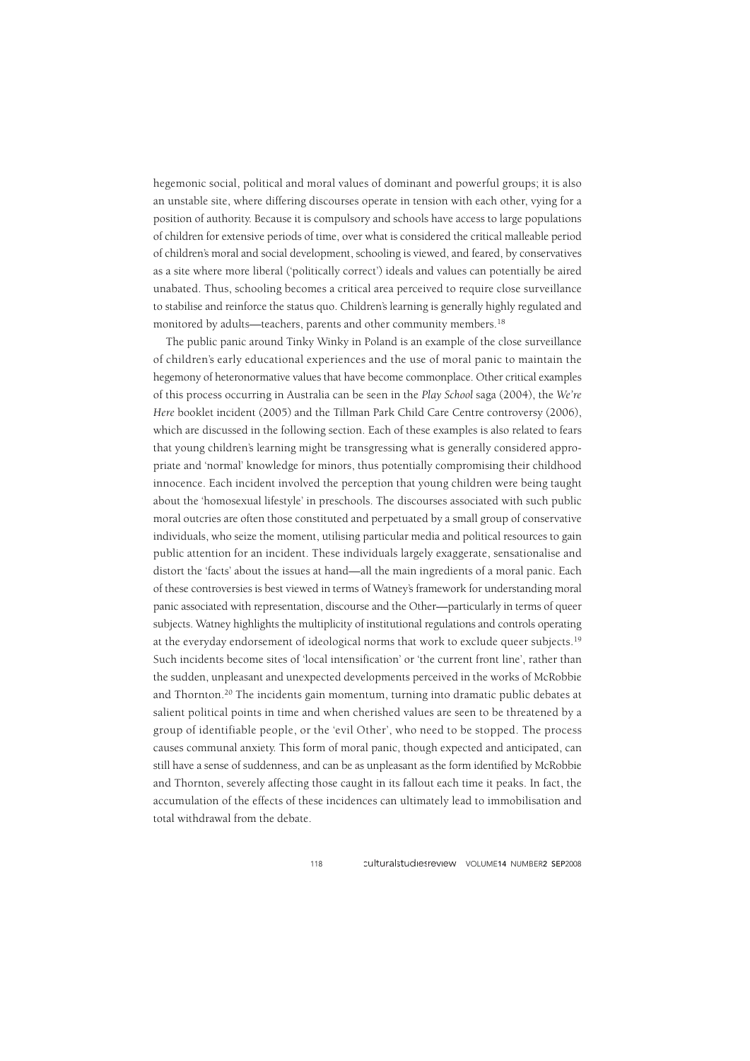hegemonic social, political and moral values of dominant and powerful groups; it is also an unstable site, where differing discourses operate in tension with each other, vying for a position of authority. Because it is compulsory and schools have access to large populations of children for extensive periods of time, over what is considered the critical malleable period of children's moral and social development, schooling is viewed, and feared, by conservatives as a site where more liberal ('politically correct') ideals and values can potentially be aired unabated. Thus, schooling becomes a critical area perceived to require close surveillance to stabilise and reinforce the status quo. Children's learning is generally highly regulated and monitored by adults—teachers, parents and other community members.[18]

The public panic around Tinky Winky in Poland is an example of the close surveillance of children's early educational experiences and the use of moral panic to maintain the hegemony of heteronormative values that have become commonplace. Other critical examples of this process occurring in Australia can be seen in the *Play School* saga (2004), the *We're Here* booklet incident (2005) and the Tillman Park Child Care Centre controversy (2006), which are discussed in the following section. Each of these examples is also related to fears that young children's learning might be transgressing what is generally considered appropriate and 'normal' knowledge for minors, thus potentially compromising their childhood innocence. Each incident involved the perception that young children were being taught about the 'homosexual lifestyle' in preschools. The discourses associated with such public moral outcries are often those constituted and perpetuated by a small group of conservative individuals, who seize the moment, utilising particular media and political resources to gain public attention for an incident. These individuals largely exaggerate, sensationalise and distort the 'facts' about the issues at hand—all the main ingredients of a moral panic. Each of these controversies is best viewed in terms of Watney's framework for understanding moral panic associated with representation, discourse and the Other—particularly in terms of queer subjects. Watney highlights the multiplicity of institutional regulations and controls operating at the everyday endorsement of ideological norms that work to exclude queer subjects.[19] Such incidents become sites of 'local intensification' or 'the current front line', rather than the sudden, unpleasant and unexpected developments perceived in the works of McRobbie and Thornton.[20] The incidents gain momentum, turning into dramatic public debates at salient political points in time and when cherished values are seen to be threatened by a group of identifiable people, or the 'evil Other', who need to be stopped. The process causes communal anxiety. This form of moral panic, though expected and anticipated, can still have a sense of suddenness, and can be as unpleasant as the form identified by McRobbie and Thornton, severely affecting those caught in its fallout each time it peaks. In fact, the accumulation of the effects of these incidences can ultimately lead to immobilisation and total withdrawal from the debate.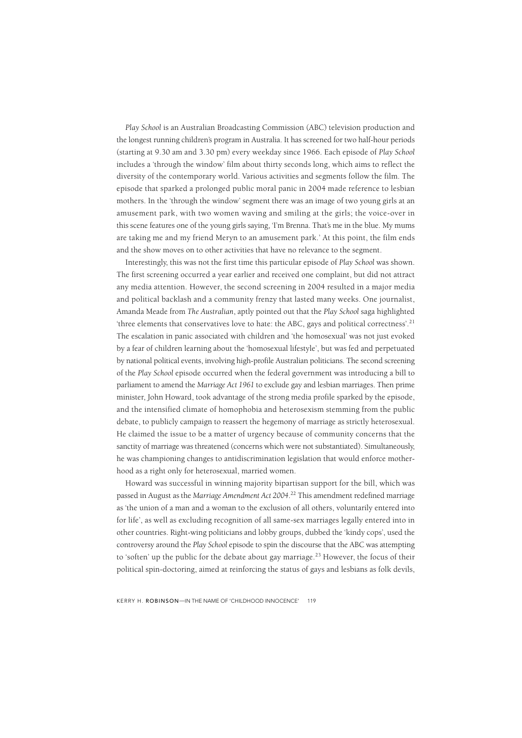*Play School* is an Australian Broadcasting Commission (ABC) television production and the longest running children's program in Australia. It has screened for two half-hour periods (starting at 9.30 am and 3.30 pm) every weekday since 1966. Each episode of *Play School* includes a 'through the window' film about thirty seconds long, which aims to reflect the diversity of the contemporary world. Various activities and segments follow the film. The episode that sparked a prolonged public moral panic in 2004 made reference to lesbian mothers. In the 'through the window' segment there was an image of two young girls at an amusement park, with two women waving and smiling at the girls; the voice-over in this scene features one of the young girls saying, 'I'm Brenna. That's me in the blue. My mums are taking me and my friend Meryn to an amusement park.' At this point, the film ends and the show moves on to other activities that have no relevance to the segment.

Interestingly, this was not the first time this particular episode of *Play School* was shown. The first screening occurred a year earlier and received one complaint, but did not attract any media attention. However, the second screening in 2004 resulted in a major media and political backlash and a community frenzy that lasted many weeks. One journalist, Amanda Meade from *The Australian*, aptly pointed out that the *Play School* saga highlighted 'three elements that conservatives love to hate: the ABC, gays and political correctness'.[21] The escalation in panic associated with children and 'the homosexual' was not just evoked by a fear of children learning about the 'homosexual lifestyle', but was fed and perpetuated by national political events, involving high-profile Australian politicians. The second screening of the *Play School* episode occurred when the federal government was introducing a bill to parliament to amend the *Marriage Act 1961* to exclude gay and lesbian marriages. Then prime minister, John Howard, took advantage of the strong media profile sparked by the episode, and the intensified climate of homophobia and heterosexism stemming from the public debate, to publicly campaign to reassert the hegemony of marriage as strictly heterosexual. He claimed the issue to be a matter of urgency because of community concerns that the sanctity of marriage was threatened (concerns which were not substantiated). Simultaneously, he was championing changes to antidiscrimination legislation that would enforce motherhood as a right only for heterosexual, married women.

Howard was successful in winning majority bipartisan support for the bill, which was passed in August as the *Marriage Amendment Act 2004*.[22] This amendment redefined marriage as 'the union of a man and a woman to the exclusion of all others, voluntarily entered into for life', as well as excluding recognition of all same-sex marriages legally entered into in other countries. Right-wing politicians and lobby groups, dubbed the 'kindy cops', used the controversy around the *Play School* episode to spin the discourse that the ABC was attempting to 'soften' up the public for the debate about gay marriage.[23] However, the focus of their political spin-doctoring, aimed at reinforcing the status of gays and lesbians as folk devils,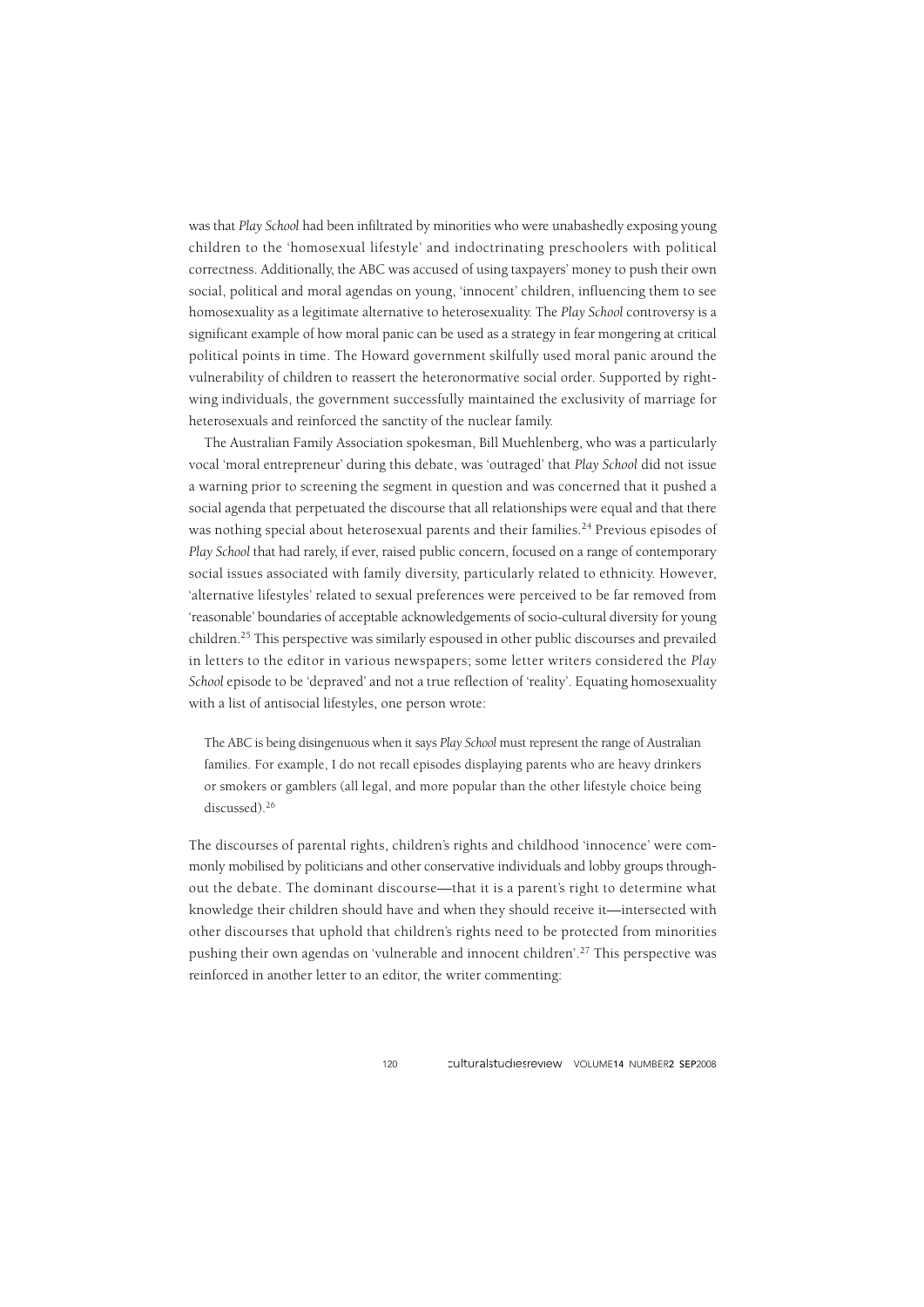was that *Play School* had been infiltrated by minorities who were unabashedly exposing young children to the 'homosexual lifestyle' and indoctrinating preschoolers with political correctness. Additionally, the ABC was accused of using taxpayers' money to push their own social, political and moral agendas on young, 'innocent' children, influencing them to see homosexuality as a legitimate alternative to heterosexuality. The *Play School* controversy is a significant example of how moral panic can be used as a strategy in fear mongering at critical political points in time. The Howard government skilfully used moral panic around the vulnerability of children to reassert the heteronormative social order. Supported by right-wing individuals, the government successfully maintained the exclusivity of marriage for heterosexuals and reinforced the sanctity of the nuclear family.

The Australian Family Association spokesman, Bill Muehlenberg, who was a particularly vocal 'moral entrepreneur' during this debate, was 'outraged' that *Play School* did not issue a warning prior to screening the segment in question and was concerned that it pushed a social agenda that perpetuated the discourse that all relationships were equal and that there was nothing special about heterosexual parents and their families.[24] Previous episodes of *Play School* that had rarely, if ever, raised public concern, focused on a range of contemporary social issues associated with family diversity, particularly related to ethnicity. However, 'alternative lifestyles' related to sexual preferences were perceived to be far removed from 'reasonable' boundaries of acceptable acknowledgements of socio-cultural diversity for young children.[25] This perspective was similarly espoused in other public discourses and prevailed in letters to the editor in various newspapers; some letter writers considered the *Play School* episode to be 'depraved' and not a true reflection of 'reality'. Equating homosexuality with a list of antisocial lifestyles, one person wrote:

> The ABC is being disingenuous when it says *Play School* must represent the range of Australian families. For example, I do not recall episodes displaying parents who are heavy drinkers or smokers or gamblers (all legal, and more popular than the other lifestyle choice being discussed).[26]

The discourses of parental rights, children's rights and childhood 'innocence' were commonly mobilised by politicians and other conservative individuals and lobby groups throughout the debate. The dominant discourse—that it is a parent's right to determine what knowledge their children should have and when they should receive it—intersected with other discourses that uphold that children's rights need to be protected from minorities pushing their own agendas on 'vulnerable and innocent children'.[27] This perspective was reinforced in another letter to an editor, the writer commenting: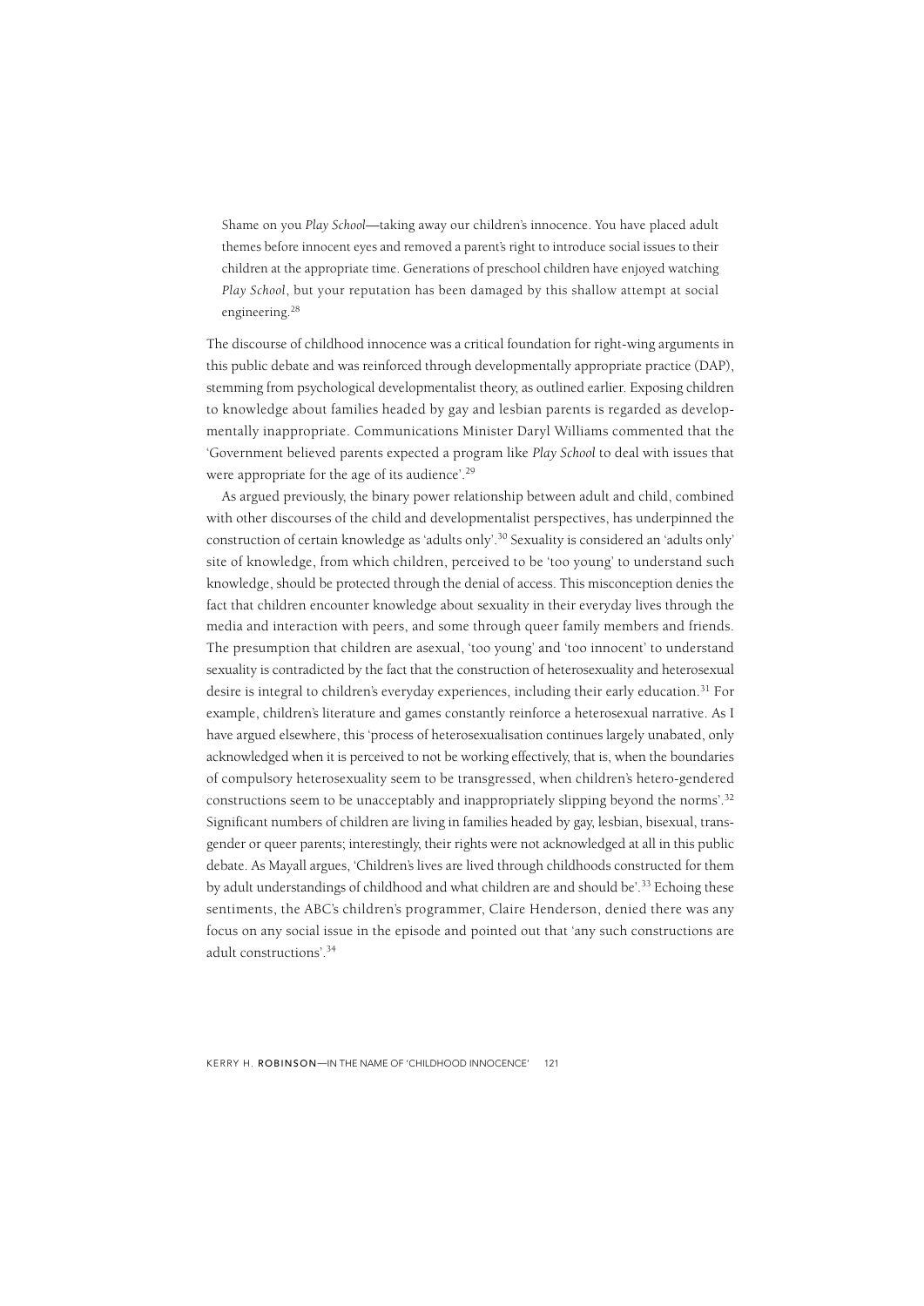> Shame on you *Play School*—taking away our children's innocence. You have placed adult themes before innocent eyes and removed a parent's right to introduce social issues to their children at the appropriate time. Generations of preschool children have enjoyed watching *Play School*, but your reputation has been damaged by this shallow attempt at social engineering.[28]

The discourse of childhood innocence was a critical foundation for right-wing arguments in this public debate and was reinforced through developmentally appropriate practice (DAP), stemming from psychological developmentalist theory, as outlined earlier. Exposing children to knowledge about families headed by gay and lesbian parents is regarded as developmentally inappropriate. Communications Minister Daryl Williams commented that the 'Government believed parents expected a program like *Play School* to deal with issues that were appropriate for the age of its audience'.[29]

As argued previously, the binary power relationship between adult and child, combined with other discourses of the child and developmentalist perspectives, has underpinned the construction of certain knowledge as 'adults only'.[30] Sexuality is considered an 'adults only' site of knowledge, from which children, perceived to be 'too young' to understand such knowledge, should be protected through the denial of access. This misconception denies the fact that children encounter knowledge about sexuality in their everyday lives through the media and interaction with peers, and some through queer family members and friends. The presumption that children are asexual, 'too young' and 'too innocent' to understand sexuality is contradicted by the fact that the construction of heterosexuality and heterosexual desire is integral to children's everyday experiences, including their early education.[31] For example, children's literature and games constantly reinforce a heterosexual narrative. As I have argued elsewhere, this 'process of heterosexualisation continues largely unabated, only acknowledged when it is perceived to not be working effectively, that is, when the boundaries of compulsory heterosexuality seem to be transgressed, when children's hetero-gendered constructions seem to be unacceptably and inappropriately slipping beyond the norms'.[32] Significant numbers of children are living in families headed by gay, lesbian, bisexual, transgender or queer parents; interestingly, their rights were not acknowledged at all in this public debate. As Mayall argues, 'Children's lives are lived through childhoods constructed for them by adult understandings of childhood and what children are and should be'.[33] Echoing these sentiments, the ABC's children's programmer, Claire Henderson, denied there was any focus on any social issue in the episode and pointed out that 'any such constructions are adult constructions'.[34]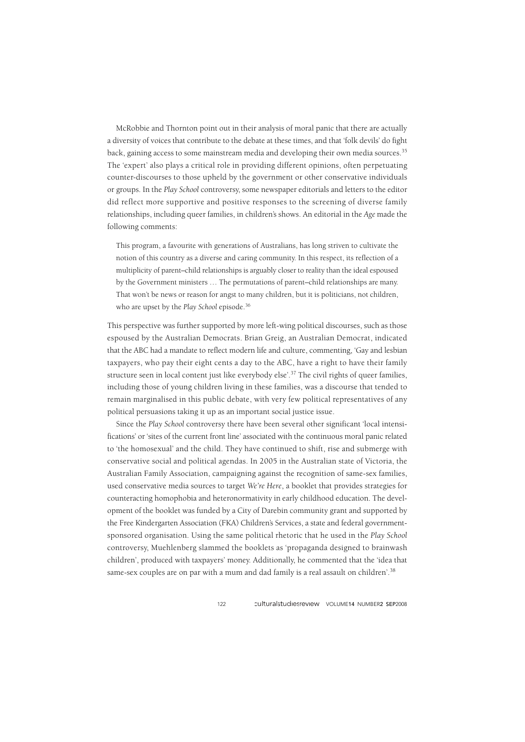McRobbie and Thornton point out in their analysis of moral panic that there are actually a diversity of voices that contribute to the debate at these times, and that 'folk devils' do fight back, gaining access to some mainstream media and developing their own media sources.[35] The 'expert' also plays a critical role in providing different opinions, often perpetuating counter-discourses to those upheld by the government or other conservative individuals or groups. In the *Play School* controversy, some newspaper editorials and letters to the editor did reflect more supportive and positive responses to the screening of diverse family relationships, including queer families, in children's shows. An editorial in the *Age* made the following comments:

> This program, a favourite with generations of Australians, has long striven to cultivate the notion of this country as a diverse and caring community. In this respect, its reflection of a multiplicity of parent–child relationships is arguably closer to reality than the ideal espoused by the Government ministers … The permutations of parent–child relationships are many. That won't be news or reason for angst to many children, but it is politicians, not children, who are upset by the *Play School* episode.[36]

This perspective was further supported by more left-wing political discourses, such as those espoused by the Australian Democrats. Brian Greig, an Australian Democrat, indicated that the ABC had a mandate to reflect modern life and culture, commenting, 'Gay and lesbian taxpayers, who pay their eight cents a day to the ABC, have a right to have their family structure seen in local content just like everybody else'.[37] The civil rights of queer families, including those of young children living in these families, was a discourse that tended to remain marginalised in this public debate, with very few political representatives of any political persuasions taking it up as an important social justice issue.

Since the *Play School* controversy there have been several other significant 'local intensifications' or 'sites of the current front line' associated with the continuous moral panic related to 'the homosexual' and the child. They have continued to shift, rise and submerge with conservative social and political agendas. In 2005 in the Australian state of Victoria, the Australian Family Association, campaigning against the recognition of same-sex families, used conservative media sources to target *We're Here*, a booklet that provides strategies for counteracting homophobia and heteronormativity in early childhood education. The development of the booklet was funded by a City of Darebin community grant and supported by the Free Kindergarten Association (FKA) Children's Services, a state and federal government-sponsored organisation. Using the same political rhetoric that he used in the *Play School* controversy, Muehlenberg slammed the booklets as 'propaganda designed to brainwash children', produced with taxpayers' money. Additionally, he commented that the 'idea that same-sex couples are on par with a mum and dad family is a real assault on children'.[38]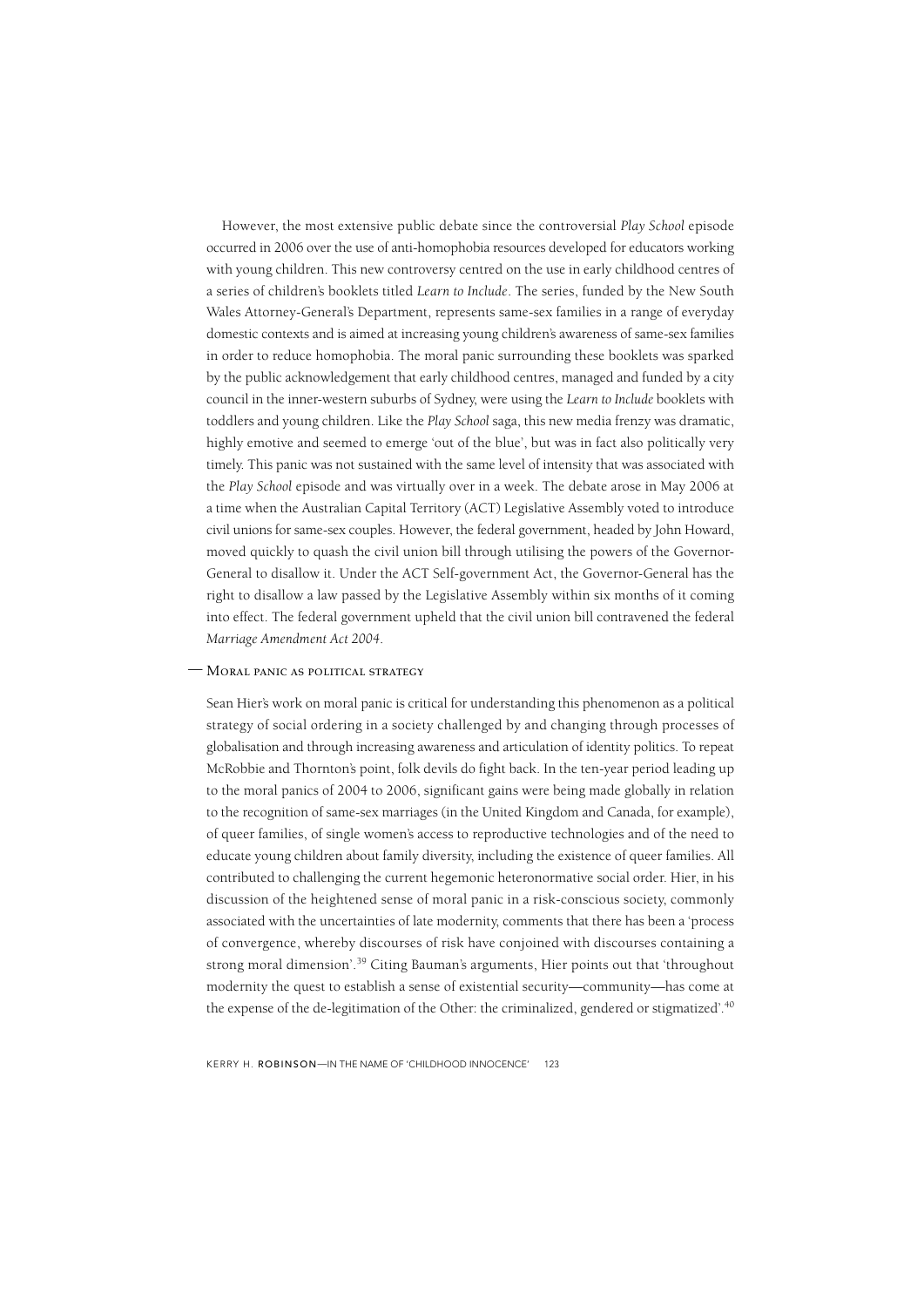However, the most extensive public debate since the controversial *Play School* episode occurred in 2006 over the use of anti-homophobia resources developed for educators working with young children. This new controversy centred on the use in early childhood centres of a series of children's booklets titled *Learn to Include*. The series, funded by the New South Wales Attorney-General's Department, represents same-sex families in a range of everyday domestic contexts and is aimed at increasing young children's awareness of same-sex families in order to reduce homophobia. The moral panic surrounding these booklets was sparked by the public acknowledgement that early childhood centres, managed and funded by a city council in the inner-western suburbs of Sydney, were using the *Learn to Include* booklets with toddlers and young children. Like the *Play School* saga, this new media frenzy was dramatic, highly emotive and seemed to emerge 'out of the blue', but was in fact also politically very timely. This panic was not sustained with the same level of intensity that was associated with the *Play School* episode and was virtually over in a week. The debate arose in May 2006 at a time when the Australian Capital Territory (ACT) Legislative Assembly voted to introduce civil unions for same-sex couples. However, the federal government, headed by John Howard, moved quickly to quash the civil union bill through utilising the powers of the Governor-General to disallow it. Under the ACT Self-government Act, the Governor-General has the right to disallow a law passed by the Legislative Assembly within six months of it coming into effect. The federal government upheld that the civil union bill contravened the federal *Marriage Amendment Act 2004*.

## Moral panic as political strategy

Sean Hier's work on moral panic is critical for understanding this phenomenon as a political strategy of social ordering in a society challenged by and changing through processes of globalisation and through increasing awareness and articulation of identity politics. To repeat McRobbie and Thornton's point, folk devils do fight back. In the ten-year period leading up to the moral panics of 2004 to 2006, significant gains were being made globally in relation to the recognition of same-sex marriages (in the United Kingdom and Canada, for example), of queer families, of single women's access to reproductive technologies and of the need to educate young children about family diversity, including the existence of queer families. All contributed to challenging the current hegemonic heteronormative social order. Hier, in his discussion of the heightened sense of moral panic in a risk-conscious society, commonly associated with the uncertainties of late modernity, comments that there has been a 'process of convergence, whereby discourses of risk have conjoined with discourses containing a strong moral dimension'.[39] Citing Bauman's arguments, Hier points out that 'throughout modernity the quest to establish a sense of existential security—community—has come at the expense of the de-legitimation of the Other: the criminalized, gendered or stigmatized'.[40]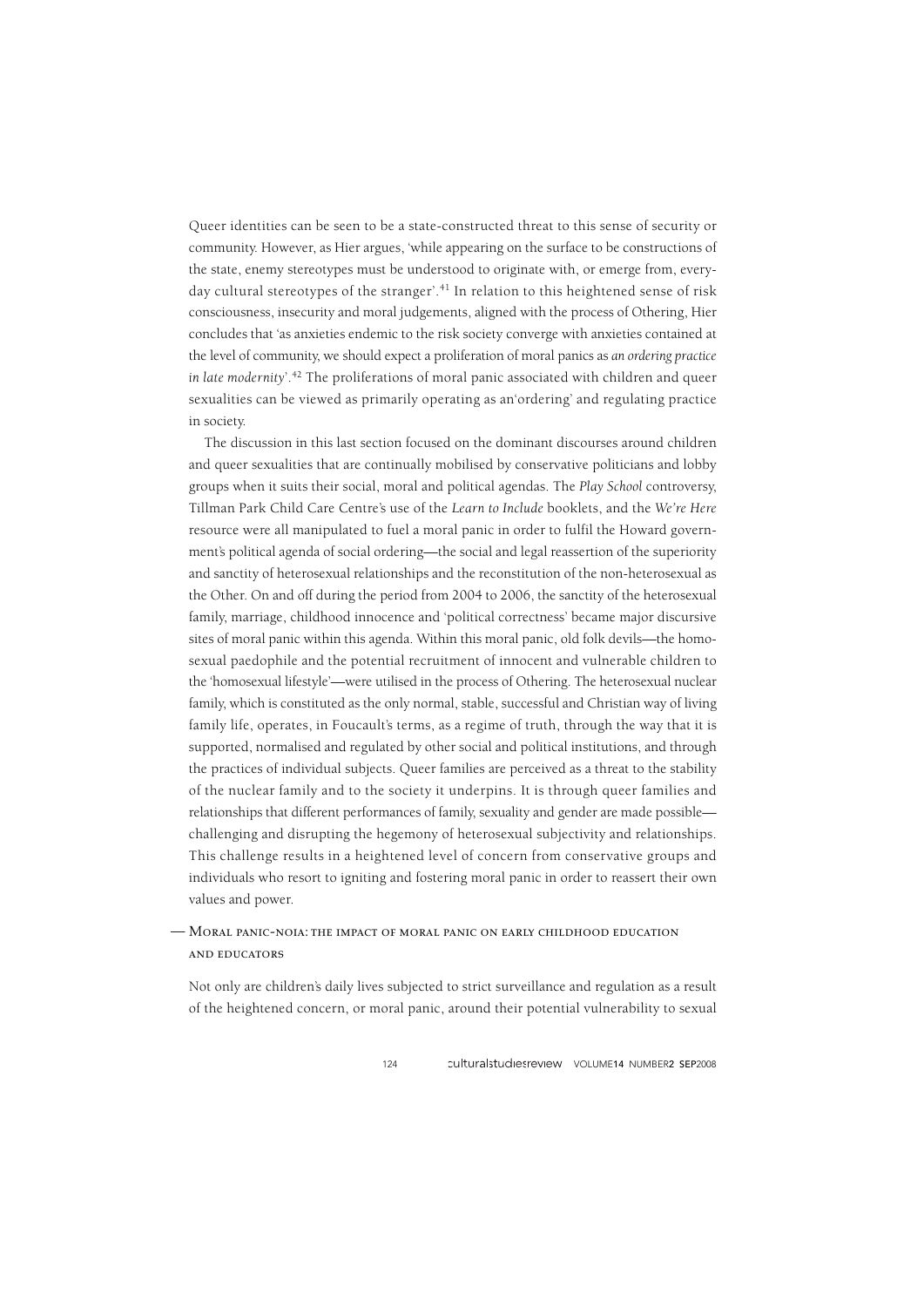Queer identities can be seen to be a state-constructed threat to this sense of security or community. However, as Hier argues, 'while appearing on the surface to be constructions of the state, enemy stereotypes must be understood to originate with, or emerge from, everyday cultural stereotypes of the stranger'.[41] In relation to this heightened sense of risk consciousness, insecurity and moral judgements, aligned with the process of Othering, Hier concludes that 'as anxieties endemic to the risk society converge with anxieties contained at the level of community, we should expect a proliferation of moral panics as *an ordering practice in late modernity*'.[42] The proliferations of moral panic associated with children and queer sexualities can be viewed as primarily operating as an'ordering' and regulating practice in society.

The discussion in this last section focused on the dominant discourses around children and queer sexualities that are continually mobilised by conservative politicians and lobby groups when it suits their social, moral and political agendas. The *Play School* controversy, Tillman Park Child Care Centre's use of the *Learn to Include* booklets, and the *We're Here* resource were all manipulated to fuel a moral panic in order to fulfil the Howard government's political agenda of social ordering—the social and legal reassertion of the superiority and sanctity of heterosexual relationships and the reconstitution of the non-heterosexual as the Other. On and off during the period from 2004 to 2006, the sanctity of the heterosexual family, marriage, childhood innocence and 'political correctness' became major discursive sites of moral panic within this agenda. Within this moral panic, old folk devils—the homosexual paedophile and the potential recruitment of innocent and vulnerable children to the 'homosexual lifestyle'—were utilised in the process of Othering. The heterosexual nuclear family, which is constituted as the only normal, stable, successful and Christian way of living family life, operates, in Foucault's terms, as a regime of truth, through the way that it is supported, normalised and regulated by other social and political institutions, and through the practices of individual subjects. Queer families are perceived as a threat to the stability of the nuclear family and to the society it underpins. It is through queer families and relationships that different performances of family, sexuality and gender are made possible—challenging and disrupting the hegemony of heterosexual subjectivity and relationships. This challenge results in a heightened level of concern from conservative groups and individuals who resort to igniting and fostering moral panic in order to reassert their own values and power.

## — Moral panic-noia: the impact of moral panic on early childhood education and educators

Not only are children's daily lives subjected to strict surveillance and regulation as a result of the heightened concern, or moral panic, around their potential vulnerability to sexual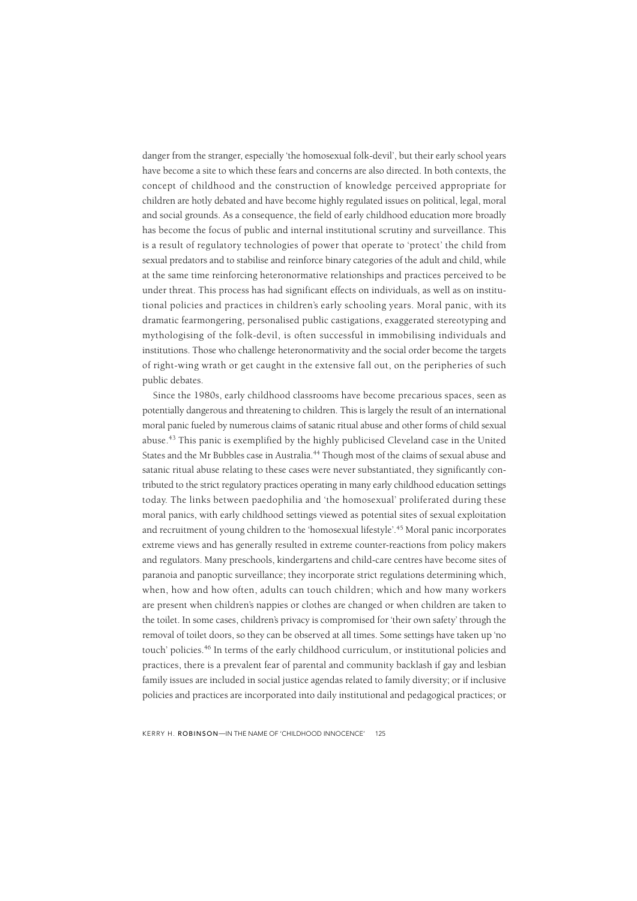danger from the stranger, especially 'the homosexual folk-devil', but their early school years have become a site to which these fears and concerns are also directed. In both contexts, the concept of childhood and the construction of knowledge perceived appropriate for children are hotly debated and have become highly regulated issues on political, legal, moral and social grounds. As a consequence, the field of early childhood education more broadly has become the focus of public and internal institutional scrutiny and surveillance. This is a result of regulatory technologies of power that operate to 'protect' the child from sexual predators and to stabilise and reinforce binary categories of the adult and child, while at the same time reinforcing heteronormative relationships and practices perceived to be under threat. This process has had significant effects on individuals, as well as on institutional policies and practices in children's early schooling years. Moral panic, with its dramatic fearmongering, personalised public castigations, exaggerated stereotyping and mythologising of the folk-devil, is often successful in immobilising individuals and institutions. Those who challenge heteronormativity and the social order become the targets of right-wing wrath or get caught in the extensive fall out, on the peripheries of such public debates.

Since the 1980s, early childhood classrooms have become precarious spaces, seen as potentially dangerous and threatening to children. This is largely the result of an international moral panic fueled by numerous claims of satanic ritual abuse and other forms of child sexual abuse.[43] This panic is exemplified by the highly publicised Cleveland case in the United States and the Mr Bubbles case in Australia.[44] Though most of the claims of sexual abuse and satanic ritual abuse relating to these cases were never substantiated, they significantly contributed to the strict regulatory practices operating in many early childhood education settings today. The links between paedophilia and 'the homosexual' proliferated during these moral panics, with early childhood settings viewed as potential sites of sexual exploitation and recruitment of young children to the 'homosexual lifestyle'.[45] Moral panic incorporates extreme views and has generally resulted in extreme counter-reactions from policy makers and regulators. Many preschools, kindergartens and child-care centres have become sites of paranoia and panoptic surveillance; they incorporate strict regulations determining which, when, how and how often, adults can touch children; which and how many workers are present when children's nappies or clothes are changed or when children are taken to the toilet. In some cases, children's privacy is compromised for 'their own safety' through the removal of toilet doors, so they can be observed at all times. Some settings have taken up 'no touch' policies.[46] In terms of the early childhood curriculum, or institutional policies and practices, there is a prevalent fear of parental and community backlash if gay and lesbian family issues are included in social justice agendas related to family diversity; or if inclusive policies and practices are incorporated into daily institutional and pedagogical practices; or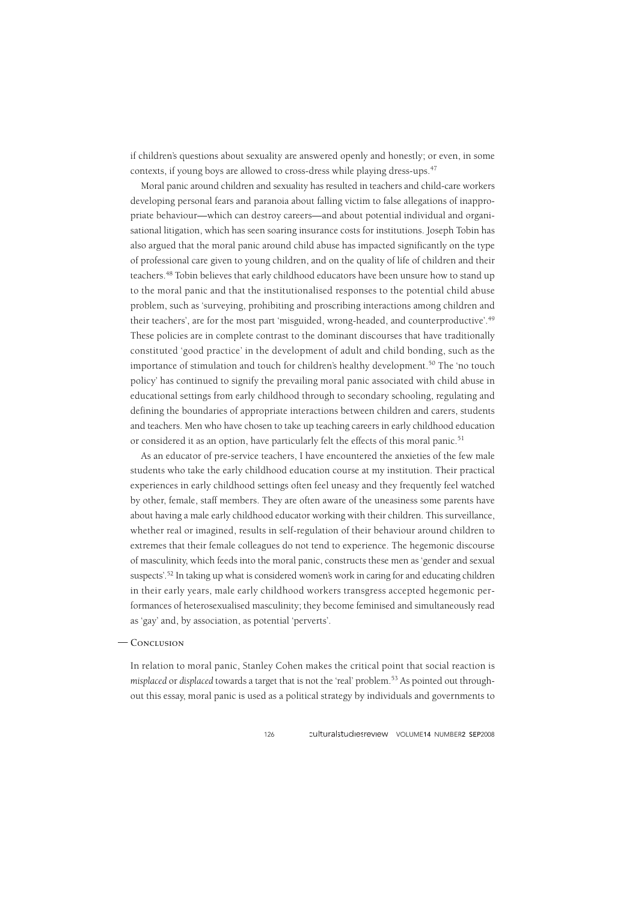if children's questions about sexuality are answered openly and honestly; or even, in some contexts, if young boys are allowed to cross-dress while playing dress-ups.[47]

Moral panic around children and sexuality has resulted in teachers and child-care workers developing personal fears and paranoia about falling victim to false allegations of inappropriate behaviour—which can destroy careers—and about potential individual and organisational litigation, which has seen soaring insurance costs for institutions. Joseph Tobin has also argued that the moral panic around child abuse has impacted significantly on the type of professional care given to young children, and on the quality of life of children and their teachers.[48] Tobin believes that early childhood educators have been unsure how to stand up to the moral panic and that the institutionalised responses to the potential child abuse problem, such as 'surveying, prohibiting and proscribing interactions among children and their teachers', are for the most part 'misguided, wrong-headed, and counterproductive'.[49] These policies are in complete contrast to the dominant discourses that have traditionally constituted 'good practice' in the development of adult and child bonding, such as the importance of stimulation and touch for children's healthy development.[50] The 'no touch policy' has continued to signify the prevailing moral panic associated with child abuse in educational settings from early childhood through to secondary schooling, regulating and defining the boundaries of appropriate interactions between children and carers, students and teachers. Men who have chosen to take up teaching careers in early childhood education or considered it as an option, have particularly felt the effects of this moral panic.[51]

As an educator of pre-service teachers, I have encountered the anxieties of the few male students who take the early childhood education course at my institution. Their practical experiences in early childhood settings often feel uneasy and they frequently feel watched by other, female, staff members. They are often aware of the uneasiness some parents have about having a male early childhood educator working with their children. This surveillance, whether real or imagined, results in self-regulation of their behaviour around children to extremes that their female colleagues do not tend to experience. The hegemonic discourse of masculinity, which feeds into the moral panic, constructs these men as 'gender and sexual suspects'.[52] In taking up what is considered women's work in caring for and educating children in their early years, male early childhood workers transgress accepted hegemonic performances of heterosexualised masculinity; they become feminised and simultaneously read as 'gay' and, by association, as potential 'perverts'.

## — Conclusion

In relation to moral panic, Stanley Cohen makes the critical point that social reaction is *misplaced* or *displaced* towards a target that is not the 'real' problem.[53] As pointed out throughout this essay, moral panic is used as a political strategy by individuals and governments to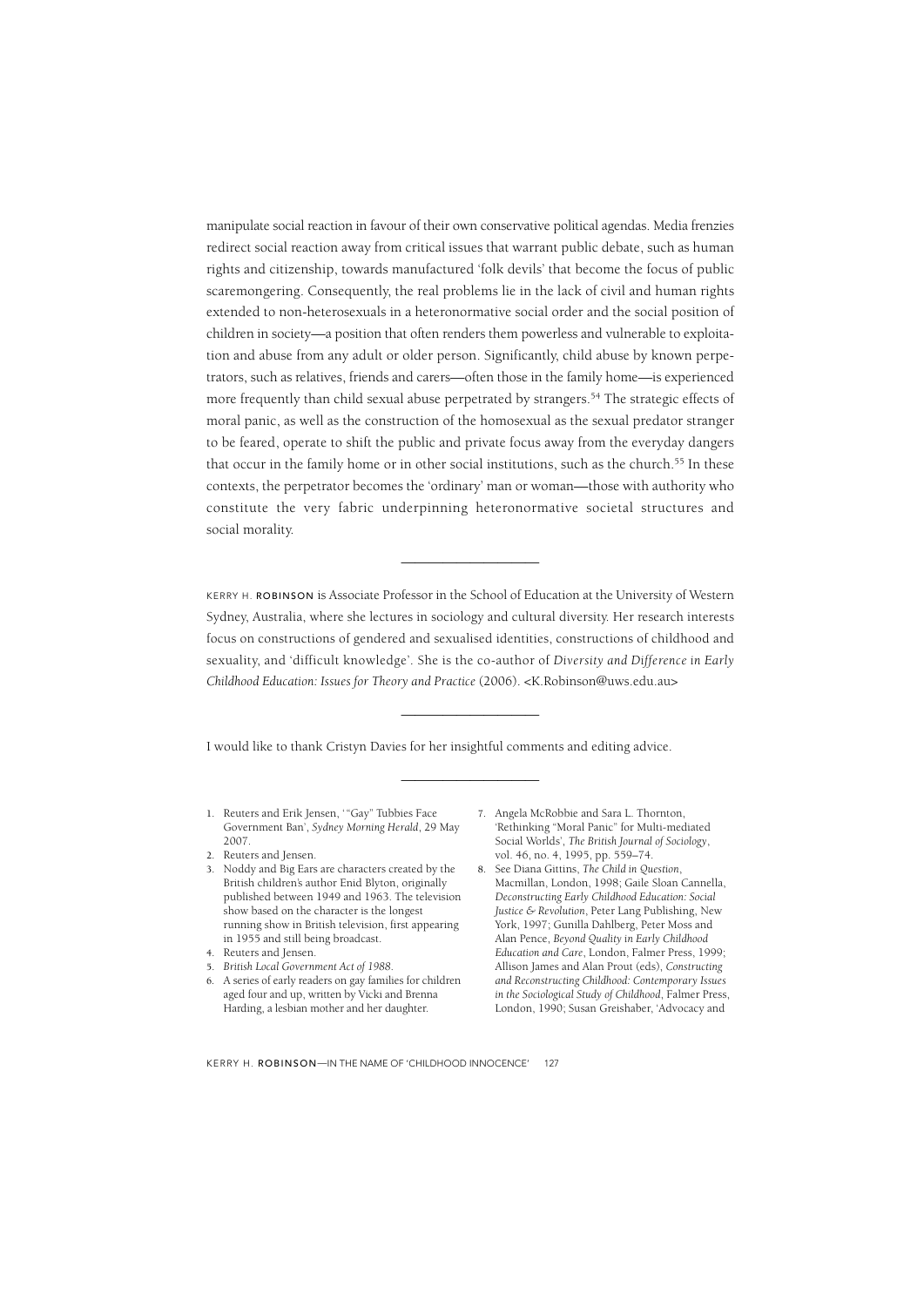manipulate social reaction in favour of their own conservative political agendas. Media frenzies redirect social reaction away from critical issues that warrant public debate, such as human rights and citizenship, towards manufactured 'folk devils' that become the focus of public scaremongering. Consequently, the real problems lie in the lack of civil and human rights extended to non-heterosexuals in a heteronormative social order and the social position of children in society—a position that often renders them powerless and vulnerable to exploitation and abuse from any adult or older person. Significantly, child abuse by known perpetrators, such as relatives, friends and carers—often those in the family home—is experienced more frequently than child sexual abuse perpetrated by strangers.[54] The strategic effects of moral panic, as well as the construction of the homosexual as the sexual predator stranger to be feared, operate to shift the public and private focus away from the everyday dangers that occur in the family home or in other social institutions, such as the church.[55] In these contexts, the perpetrator becomes the 'ordinary' man or woman—those with authority who constitute the very fabric underpinning heteronormative societal structures and social morality.

---

KERRY H. ROBINSON is Associate Professor in the School of Education at the University of Western Sydney, Australia, where she lectures in sociology and cultural diversity. Her research interests focus on constructions of gendered and sexualised identities, constructions of childhood and sexuality, and 'difficult knowledge'. She is the co-author of *Diversity and Difference in Early Childhood Education: Issues for Theory and Practice* (2006). <K.Robinson@uws.edu.au>

---

I would like to thank Cristyn Davies for her insightful comments and editing advice.

---

1. Reuters and Erik Jensen, '"Gay" Tubbies Face Government Ban', *Sydney Morning Herald*, 29 May 2007.
2. Reuters and Jensen.
3. Noddy and Big Ears are characters created by the British children's author Enid Blyton, originally published between 1949 and 1963. The television show based on the character is the longest running show in British television, first appearing in 1955 and still being broadcast.
4. Reuters and Jensen.
5. *British Local Government Act of 1988*.
6. A series of early readers on gay families for children aged four and up, written by Vicki and Brenna Harding, a lesbian mother and her daughter.
7. Angela McRobbie and Sara L. Thornton, 'Rethinking "Moral Panic" for Multi-mediated Social Worlds', *The British Journal of Sociology*, vol. 46, no. 4, 1995, pp. 559–74.
8. See Diana Gittins, *The Child in Question*, Macmillan, London, 1998; Gaile Sloan Cannella, *Deconstructing Early Childhood Education: Social Justice & Revolution*, Peter Lang Publishing, New York, 1997; Gunilla Dahlberg, Peter Moss and Alan Pence, *Beyond Quality in Early Childhood Education and Care*, London, Falmer Press, 1999; Allison James and Alan Prout (eds), *Constructing and Reconstructing Childhood: Contemporary Issues in the Sociological Study of Childhood*, Falmer Press, London, 1990; Susan Greishaber, 'Advocacy and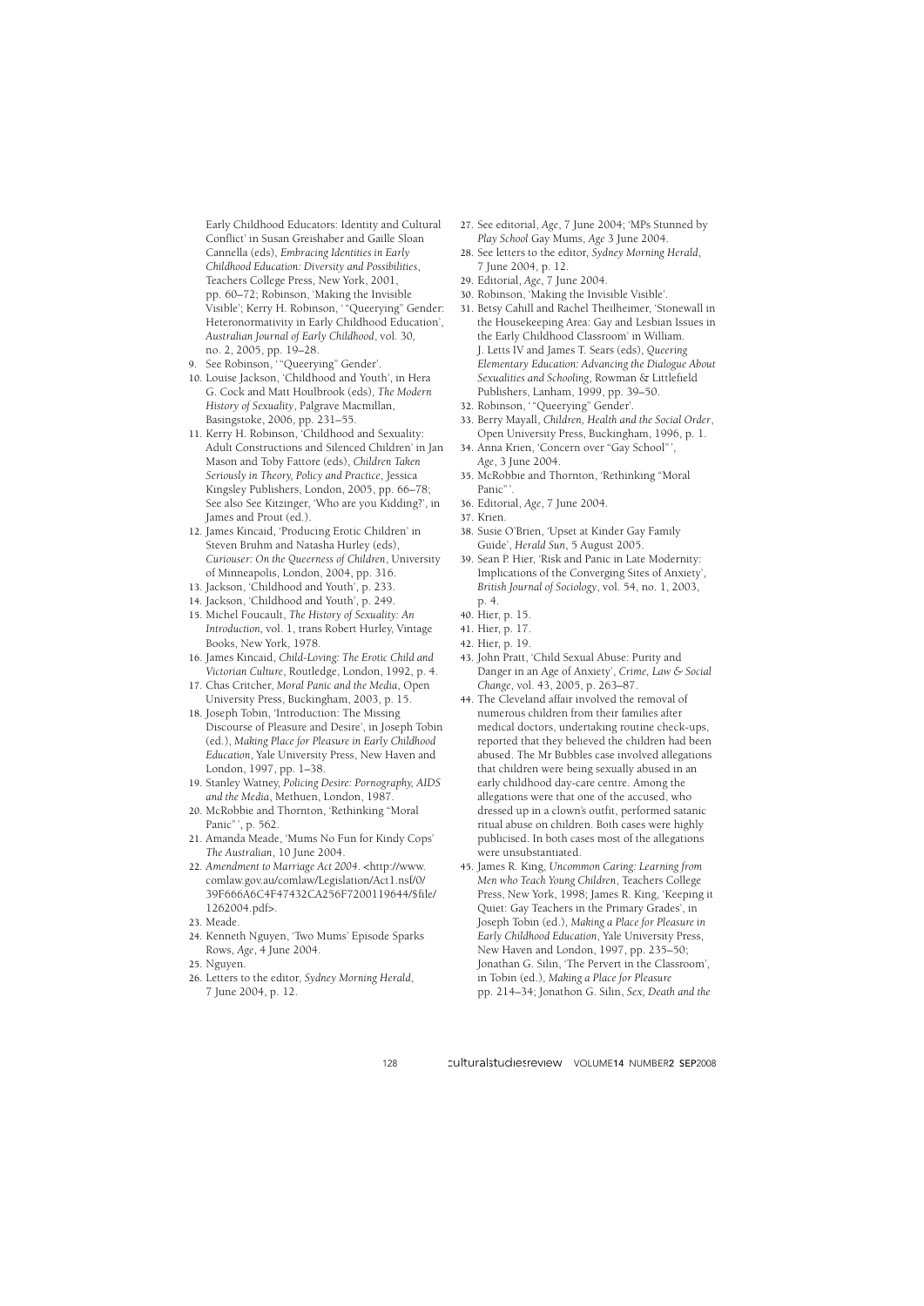Early Childhood Educators: Identity and Cultural Conflict' in Susan Greishaber and Gaille Sloan Cannella (eds), *Embracing Identities in Early Childhood Education: Diversity and Possibilities*, Teachers College Press, New York, 2001, pp. 60–72; Robinson, 'Making the Invisible Visible'; Kerry H. Robinson, '"Queerying" Gender: Heteronormativity in Early Childhood Education', *Australian Journal of Early Childhood*, vol. 30, no. 2, 2005, pp. 19–28.

9. See Robinson, '"Queerying" Gender'.
10. Louise Jackson, 'Childhood and Youth', in Hera G. Cock and Matt Houlbrook (eds), *The Modern History of Sexuality*, Palgrave Macmillan, Basingstoke, 2006, pp. 231–55.
11. Kerry H. Robinson, 'Childhood and Sexuality: Adult Constructions and Silenced Children' in Jan Mason and Toby Fattore (eds), *Children Taken Seriously in Theory, Policy and Practice*, Jessica Kingsley Publishers, London, 2005, pp. 66–78; See also See Kitzinger, 'Who are you Kidding?', in James and Prout (ed.).
12. James Kincaid, 'Producing Erotic Children' in Steven Bruhm and Natasha Hurley (eds), *Curiouser: On the Queerness of Children*, University of Minneapolis, London, 2004, pp. 316.
13. Jackson, 'Childhood and Youth', p. 233.
14. Jackson, 'Childhood and Youth', p. 249.
15. Michel Foucault, *The History of Sexuality: An Introduction*, vol. 1, trans Robert Hurley, Vintage Books, New York, 1978.
16. James Kincaid, *Child-Loving: The Erotic Child and Victorian Culture*, Routledge, London, 1992, p. 4.
17. Chas Critcher, *Moral Panic and the Media*, Open University Press, Buckingham, 2003, p. 15.
18. Joseph Tobin, 'Introduction: The Missing Discourse of Pleasure and Desire', in Joseph Tobin (ed.), *Making Place for Pleasure in Early Childhood Education*, Yale University Press, New Haven and London, 1997, pp. 1–38.
19. Stanley Watney, *Policing Desire: Pornography, AIDS and the Media*, Methuen, London, 1987.
20. McRobbie and Thornton, 'Rethinking "Moral Panic"', p. 562.
21. Amanda Meade, 'Mums No Fun for Kindy Cops' *The Australian*, 10 June 2004.
22. *Amendment to Marriage Act 2004*. <http://www.comlaw.gov.au/comlaw/Legislation/Act1.nsf/0/39F666A6C4F47432CA256F7200119644/$file/1262004.pdf>.
23. Meade.
24. Kenneth Nguyen, 'Two Mums' Episode Sparks Rows, *Age*, 4 June 2004.
25. Nguyen.
26. Letters to the editor, *Sydney Morning Herald*, 7 June 2004, p. 12.
27. See editorial, *Age*, 7 June 2004; 'MPs Stunned by *Play School* Gay Mums, *Age* 3 June 2004.
28. See letters to the editor, *Sydney Morning Herald*, 7 June 2004, p. 12.
29. Editorial, *Age*, 7 June 2004.
30. Robinson, 'Making the Invisible Visible'.
31. Betsy Cahill and Rachel Theilheimer, 'Stonewall in the Housekeeping Area: Gay and Lesbian Issues in the Early Childhood Classroom' in William. J. Letts IV and James T. Sears (eds), *Queering Elementary Education: Advancing the Dialogue About Sexualities and Schooling*, Rowman & Littlefield Publishers, Lanham, 1999, pp. 39–50.
32. Robinson, '"Queerying" Gender'.
33. Berry Mayall, *Children, Health and the Social Order*, Open University Press, Buckingham, 1996, p. 1.
34. Anna Krien, 'Concern over "Gay School"', *Age*, 3 June 2004.
35. McRobbie and Thornton, 'Rethinking "Moral Panic"'.
36. Editorial, *Age*, 7 June 2004.
37. Krien.
38. Susie O'Brien, 'Upset at Kinder Gay Family Guide', *Herald Sun*, 5 August 2005.
39. Sean P. Hier, 'Risk and Panic in Late Modernity: Implications of the Converging Sites of Anxiety', *British Journal of Sociology*, vol. 54, no. 1, 2003, p. 4.
40. Hier, p. 15.
41. Hier, p. 17.
42. Hier, p. 19.
43. John Pratt, 'Child Sexual Abuse: Purity and Danger in an Age of Anxiety', *Crime, Law & Social Change*, vol. 43, 2005, p. 263–87.
44. The Cleveland affair involved the removal of numerous children from their families after medical doctors, undertaking routine check-ups, reported that they believed the children had been abused. The Mr Bubbles case involved allegations that children were being sexually abused in an early childhood day-care centre. Among the allegations were that one of the accused, who dressed up in a clown's outfit, performed satanic ritual abuse on children. Both cases were highly publicised. In both cases most of the allegations were unsubstantiated.
45. James R. King, *Uncommon Caring: Learning from Men who Teach Young Children*, Teachers College Press, New York, 1998; James R. King, 'Keeping it Quiet: Gay Teachers in the Primary Grades', in Joseph Tobin (ed.), *Making a Place for Pleasure in Early Childhood Education*, Yale University Press, New Haven and London, 1997, pp. 235–50; Jonathan G. Silin, 'The Pervert in the Classroom', in Tobin (ed.), *Making a Place for Pleasure* pp. 214–34; Jonathon G. Silin, *Sex, Death and the*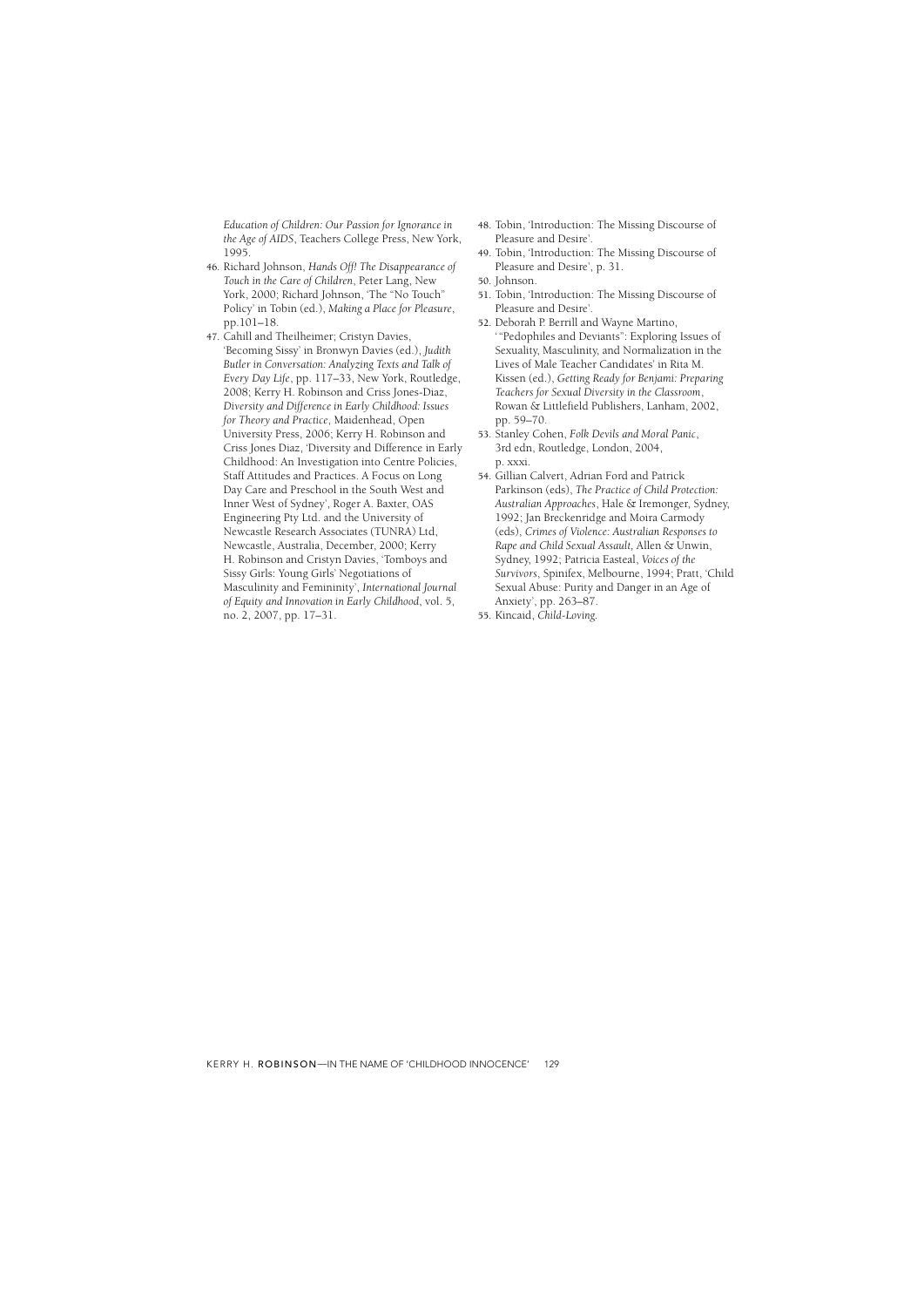*Education of Children: Our Passion for Ignorance in the Age of AIDS*, Teachers College Press, New York, 1995.

46. Richard Johnson, *Hands Off! The Disappearance of Touch in the Care of Children*, Peter Lang, New York, 2000; Richard Johnson, 'The "No Touch" Policy' in Tobin (ed.), *Making a Place for Pleasure*, pp.101–18.
47. Cahill and Theilheimer; Cristyn Davies, 'Becoming Sissy' in Bronwyn Davies (ed.), *Judith Butler in Conversation: Analyzing Texts and Talk of Every Day Life*, pp. 117–33, New York, Routledge, 2008; Kerry H. Robinson and Criss Jones-Diaz, *Diversity and Difference in Early Childhood: Issues for Theory and Practice*, Maidenhead, Open University Press, 2006; Kerry H. Robinson and Criss Jones Diaz, 'Diversity and Difference in Early Childhood: An Investigation into Centre Policies, Staff Attitudes and Practices. A Focus on Long Day Care and Preschool in the South West and Inner West of Sydney', Roger A. Baxter, OAS Engineering Pty Ltd. and the University of Newcastle Research Associates (TUNRA) Ltd, Newcastle, Australia, December, 2000; Kerry H. Robinson and Cristyn Davies, 'Tomboys and Sissy Girls: Young Girls' Negotiations of Masculinity and Femininity', *International Journal of Equity and Innovation in Early Childhood*, vol. 5, no. 2, 2007, pp. 17–31.
48. Tobin, 'Introduction: The Missing Discourse of Pleasure and Desire'.
49. Tobin, 'Introduction: The Missing Discourse of Pleasure and Desire', p. 31.
50. Johnson.
51. Tobin, 'Introduction: The Missing Discourse of Pleasure and Desire'.
52. Deborah P. Berrill and Wayne Martino, '"Pedophiles and Deviants": Exploring Issues of Sexuality, Masculinity, and Normalization in the Lives of Male Teacher Candidates' in Rita M. Kissen (ed.), *Getting Ready for Benjami: Preparing Teachers for Sexual Diversity in the Classroom*, Rowan & Littlefield Publishers, Lanham, 2002, pp. 59–70.
53. Stanley Cohen, *Folk Devils and Moral Panic*, 3rd edn, Routledge, London, 2004, p. xxxi.
54. Gillian Calvert, Adrian Ford and Patrick Parkinson (eds), *The Practice of Child Protection: Australian Approaches*, Hale & Iremonger, Sydney, 1992; Jan Breckenridge and Moira Carmody (eds), *Crimes of Violence: Australian Responses to Rape and Child Sexual Assault*, Allen & Unwin, Sydney, 1992; Patricia Easteal, *Voices of the Survivors*, Spinifex, Melbourne, 1994; Pratt, 'Child Sexual Abuse: Purity and Danger in an Age of Anxiety', pp. 263–87.
55. Kincaid, *Child-Loving*.